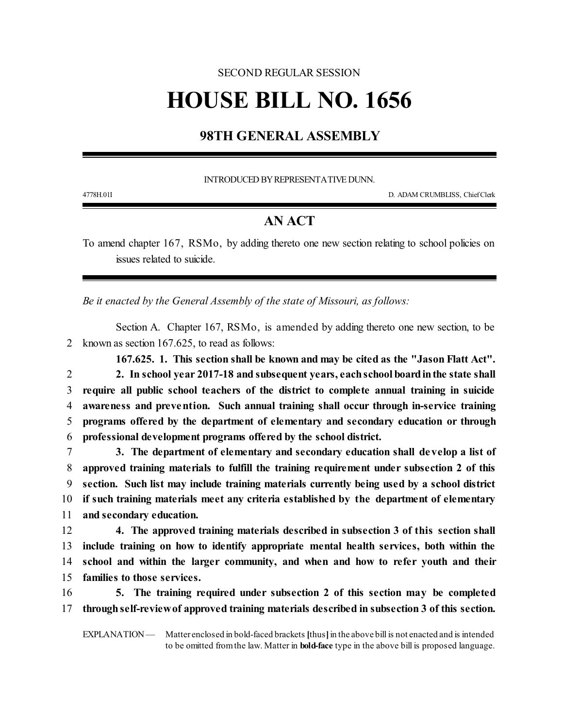SECOND REGULAR SESSION

# HOUSE BILL NO. 1656

## 98TH GENERAL ASSEMBLY

INTRODUCED BY REPRESENTATIVE DUNN.

4778H.01I D. ADAM CRUMBLISS, Chief Clerk

## AN ACT

To amend chapter 167, RSMo, by adding thereto one new section relating to school policies on issues related to suicide.

*Be it enacted by the General Assembly of the state of Missouri, as follows:*

Section A. Chapter 167, RSMo, is amended by adding thereto one new section, to be 2 known as section 167.625, to read as follows:

**167.625. 1. This section shall be known and may be cited as the "Jason Flatt Act".**

2 **2. In school year 2017-18 and subsequent years, each school board in the state shall** 3 **require all public school teachers of the district to complete annual training in suicide** 4 **awareness and prevention. Such annual training shall occur through in-service training** 5 **programs offered by the department of elementary and secondary education or through** 6 **professional development programs offered by the school district.**

7 **3. The department of elementary and secondary education shall develop a list of** 8 **approved training materials to fulfill the training requirement under subsection 2 of this** 9 **section. Such list may include training materials currently being used by a school district** 10 **if such training materials meet any criteria established by the department of elementary** 11 **and secondary education.**

12 **4. The approved training materials described in subsection 3 of this section shall** 13 **include training on how to identify appropriate mental health services, both within the** 14 **school and within the larger community, and when and how to refer youth and their** 15 **families to those services.**

16 **5. The training required under subsection 2 of this section may be completed** 17 **through self-review of approved training materials described in subsection 3 of this section.**

EXPLANATION — Matter enclosed in bold-faced brackets **[**thus**]** in the above bill is not enacted and is intended to be omitted from the law. Matter in **bold-face** type in the above bill is proposed language.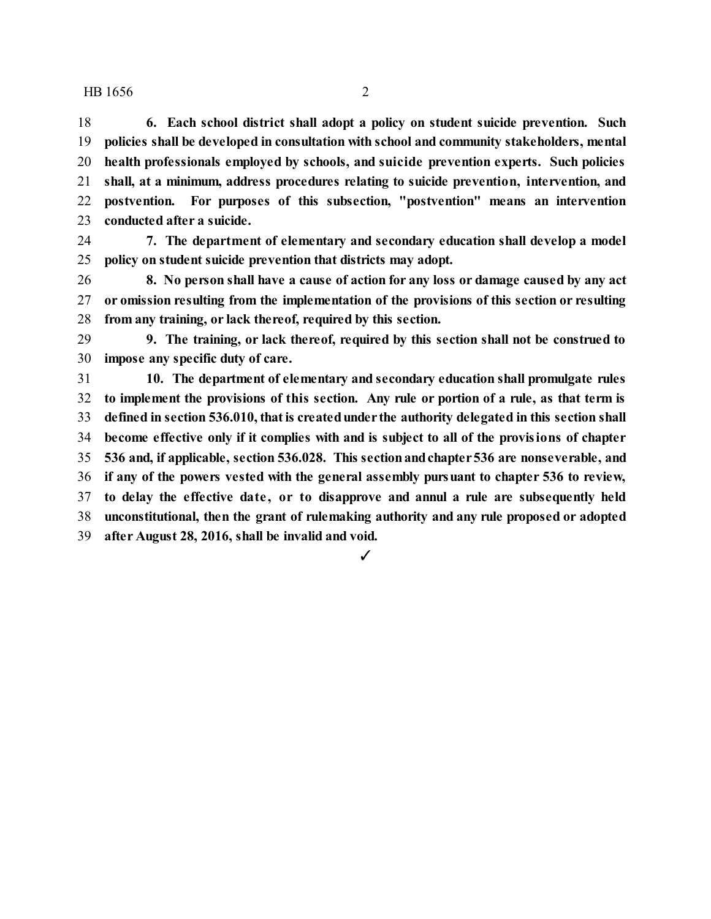**6. Each school district shall adopt a policy on student suicide prevention. Such policies shall be developed in consultation with school and community stakeholders, mental health professionals employed by schools, and suicide prevention experts. Such policies shall, at a minimum, address procedures relating to suicide prevention, intervention, and postvention. For purposes of this subsection, "postvention" means an intervention conducted after a suicide.**

**7. The department of elementary and secondary education shall develop a model policy on student suicide prevention that districts may adopt.**

**8. No person shall have a cause of action for any loss or damage caused by any act or omission resulting from the implementation of the provisions of this section or resulting from any training, or lack thereof, required by this section.**

**9. The training, or lack thereof, required by this section shall not be construed to impose any specific duty of care.**

**10. The department of elementary and secondary education shall promulgate rules to implement the provisions of this section. Any rule or portion of a rule, as that term is defined in section 536.010, that is created under the authority delegated in this section shall become effective only if it complies with and is subject to all of the provisions of chapter 536 and, if applicable, section 536.028. This section and chapter 536 are nonseverable, and if any of the powers vested with the general assembly pursuant to chapter 536 to review, to delay the effective date, or to disapprove and annul a rule are subsequently held unconstitutional, then the grant of rulemaking authority and any rule proposed or adopted after August 28, 2016, shall be invalid and void.**

✓